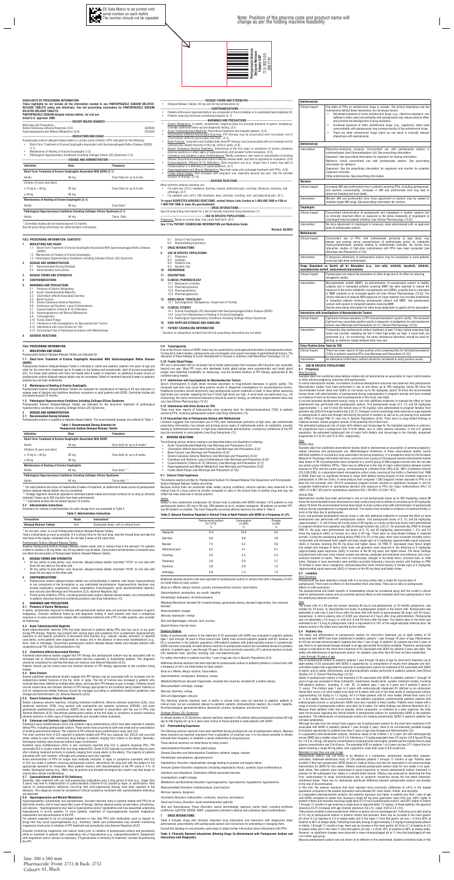2D Data Matrix to be printed with serial number on each leaflet. The number should not be repeated

Note: Position of the pharma code and product name will change as per the folding machine feasibility

Pantoprazole Sodium Delayed-Release Tablets USP

**HIGHLIGHTS OF PRESCRIBING INFORMATION**

**These highlights do not include all the information needed to use PANTOPRAZOLE SODIUM DELAYED-RELEASE TABLETS safely and effectively. See full prescribing information for PANTOPRAZOLE SODIUM DELAYED-RELEASE TABLETS.**

**PANTOPRAZOLE SODIUM delayed-release tablets, for oral use**
**Initial U.S. approval: 2000**

**RECENT MAJOR CHANGES**

Warnings and Precautions,
Severe Cutaneous Adverse Reactions (5.5) 03/2022
Hypomagnesemia and Mineral Metabolism (5.8) 03/2022

**INDICATIONS AND USAGE**

Pantoprazole sodium delayed-release tablet is a proton pump inhibitor (PPI) indicated for the following:
- Short-Term Treatment of Erosive Esophagitis Associated with Gastroesophageal Reflux Disease (GERD) (1.1)
- Maintenance of Healing of Erosive Esophagitis (1.2)
- Pathological Hypersecretory Conditions Including Zollinger-Ellison (ZE) Syndrome (1.3)

**DOSAGE AND ADMINISTRATION**

| Indication | Dose | Frequency |
|---|---|---|
| **Short-Term Treatment of Erosive Esophagitis Associated With GERD (2.1)** | | |
| Adults | 40 mg | Once Daily for up to 8 wks |
| Children (5 years and older) | | |
| ≥ 15 kg to < 40 kg | 20 mg | Once Daily for up to 8 wks |
| ≥ 40 kg | 40 mg | |
| **Maintenance of Healing of Erosive Esophagitis (2.1)** | | |
| Adults | 40 mg | Once Daily* |
| **Pathological Hypersecretory Conditions Including Zollinger-Ellison Syndrome (2.1)** | | |
| Adults | 40 mg | Twice Daily |

* Controlled studies did not extend beyond 12 months
See full prescribing information for administration instructions

**DOSAGE FORMS AND STRENGTHS**

- Delayed-Release Tablets: 20 mg and 40 mg pantoprazole (3)

**CONTRAINDICATIONS**

- Patients with known hypersensitivity to any component of the formulation or to substituted benzimidazoles (4)
- Patients receiving rilpivirine-containing products (4, 7)

**WARNINGS AND PRECAUTIONS**

- Gastric Malignancy: In adults, symptomatic response does not preclude presence of gastric malignancy. Consider additional follow-up and diagnostic testing. (5.1)
- Acute Tubulointerstitial Nephritis: Discontinue treatment and evaluate patients. (5.2)
- *Clostridioides difficile*-Associated Diarrhea: PPI therapy may be associated with increased risk of *Clostridioides difficile*-associated diarrhea. (5.3)
- Bone Fracture: Long-term and multiple daily dose PPI therapy may be associated with an increased risk for osteoporosis-related fractures of the hip, wrist or spine. (5.4)
- Severe Cutaneous Adverse Reactions: Discontinue at the first signs or symptoms of severe cutaneous adverse reactions or other signs of hypersensitivity and consider further evaluation. (5.5)
- Cutaneous and Systemic Lupus Erythematosus: Mostly cutaneous; new onset or exacerbation of existing disease; discontinue pantoprazole sodium delayed-release tablet and refer to specialist for evaluation. (5.6)
- Cyanocobalamin (Vitamin B-12) Deficiency: Daily long-term use (e.g., longer than 3 years) may lead to malabsorption or a deficiency of cyanocobalamin. (5.7)
- Hypomagnesemia and Mineral Metabolism: Reported rarely with prolonged treatment with PPIs. (5.8)
- Fundic Gland Polyps: Risk increases with long-term use, especially beyond one year. Use the shortest duration of therapy. (5.10)

**ADVERSE REACTIONS**

Most common adverse reactions are:
- For adult use (>2%): headache, diarrhea, nausea, abdominal pain, vomiting, flatulence, dizziness, and arthralgia. (6.1)
- For pediatric use (>4%): URI, headache, fever, diarrhea, vomiting, rash, and abdominal pain. (6.1)

**To report SUSPECTED ADVERSE REACTIONS, contact Hetero Labs Limited at 1-866-495-1995 or FDA at 1-800-FDA-1088 or www.fda.gov/medwatch.**

**DRUG INTERACTIONS**

See full prescribing information for a list of clinically important drug interactions (7)

**USE IN SPECIFIC POPULATIONS**

Pregnancy: Based on animal data, may cause fetal harm. (8.1)

**See 17 for PATIENT COUNSELING INFORMATION and Medication Guide.**

**Revised: 05/2022**

**FULL PRESCRIBING INFORMATION: CONTENTS***

**1 INDICATIONS AND USAGE**
1.1 Short-Term Treatment of Erosive Esophagitis Associated With Gastroesophageal Reflux Disease (GERD)
1.2 Maintenance of Healing of Erosive Esophagitis
1.3 Pathological Hypersecretory Conditions Including Zollinger-Ellison (ZE) Syndrome

**2 DOSAGE AND ADMINISTRATION**
2.1 Recommended Dosing Schedule
2.2 Administration Instructions

**3 DOSAGE FORMS AND STRENGTHS**

**4 CONTRAINDICATIONS**

**5 WARNINGS AND PRECAUTIONS**
5.1 Presence of Gastric Malignancy
5.2 Acute Tubulointerstitial Nephritis
5.3 *Clostridioides difficile*-Associated Diarrhea
5.4 Bone Fracture
5.5 Severe Cutaneous Adverse Reactions
5.6 Cutaneous and Systemic Lupus Erythematosus
5.7 Cyanocobalamin (Vitamin B-12) Deficiency
5.8 Hypomagnesemia and Mineral Metabolism
5.9 Tumorigenicity
5.10 Fundic Gland Polyps
5.11 Interference with Investigations for Neuroendocrine Tumors
5.12 Interference with Urine Screen for THC
5.13 Concomitant Use of Pantoprazole Sodium with Methotrexate

**6 ADVERSE REACTIONS**
6.1 Clinical Trials Experience
6.2 Postmarketing Experience

**7 DRUG INTERACTIONS**

**8 USE IN SPECIFIC POPULATIONS**
8.1 Pregnancy
8.2 Lactation
8.4 Pediatric Use
8.5 Geriatric Use

**10 OVERDOSAGE**

**11 DESCRIPTION**

**12 CLINICAL PHARMACOLOGY**
12.1 Mechanism of Action
12.2 Pharmacodynamics
12.3 Pharmacokinetics
12.5 Pharmacogenomics

**13 NONCLINICAL TOXICOLOGY**
13.1 Carcinogenesis, Mutagenesis, Impairment of Fertility

**14 CLINICAL STUDIES**
14.1 Erosive Esophagitis (EE) Associated with Gastroesophageal Reflux Disease (GERD)
14.2 Long-Term Maintenance of Healing of Erosive Esophagitis
14.3 Pathological Hypersecretory Conditions Including Zollinger-Ellison Syndrome

**16 HOW SUPPLIED/STORAGE AND HANDLING**

**17 PATIENT COUNSELING INFORMATION**

* Sections or subsections omitted from the full prescribing information are not listed

**FULL PRESCRIBING INFORMATION**

**1 INDICATIONS AND USAGE**

Pantoprazole Sodium Delayed-Release Tablets are indicated for:

**1.1 Short-Term Treatment of Erosive Esophagitis Associated With Gastroesophageal Reflux Disease (GERD)**

Pantoprazole Sodium Delayed-Release Tablets is indicated in adults and pediatric patients five years of age and older for the short-term treatment (up to 8 weeks) in the healing and symptomatic relief of erosive esophagitis (EE). For those adult patients who have not healed after 8 weeks of treatment, an additional 8-week course of pantoprazole sodium delayed-release tablets may be considered. Safety of treatment beyond 8 weeks in pediatric patients has not been established.

**1.2 Maintenance of Healing of Erosive Esophagitis**

Pantoprazole Sodium Delayed-Release Tablets is indicated for maintenance of healing of EE and reduction in relapse rates of daytime and nighttime heartburn symptoms in adult patients with GERD. Controlled studies did not extend beyond 12 months.

**1.3 Pathological Hypersecretory Conditions Including Zollinger-Ellison Syndrome**

Pantoprazole Sodium Delayed-Release Tablets is indicated for the long-term treatment of pathological hypersecretory conditions, including Zollinger-Ellison (ZE) Syndrome.

**2 DOSAGE AND ADMINISTRATION**

**2.1 Recommended Dosing Schedule**

Pantoprazole sodium is supplied as delayed-release tablets. The recommended dosages are outlined in Table 1.

**Table 1: Recommended Dosing Schedule for Pantoprazole Sodium Delayed-Release Tablets**

| Indication | Dose | Frequency |
|---|---|---|
| **Short-Term Treatment of Erosive Esophagitis Associated With GERD** | | |
| Adults | 40 mg | Once daily for up to 8 weeks* |
| Children (5 years and older) | | |
| ≥ 15 kg to < 40 kg | 20 mg | Once daily for up to 8 weeks |
| ≥ 40 kg | 40 mg | |
| **Maintenance of Healing of Erosive Esophagitis** | | |
| Adults | 40 mg | Once daily** |
| **Pathological Hypersecretory Conditions Including Zollinger-Ellison Syndrome** | | |
| Adults | 40 mg | Twice daily*** |

* For adult patients who have not healed after 8 weeks of treatment, an additional 8-week course of pantoprazole sodium delayed-release tablet may be considered.
** Controlled studies did not extend beyond 12 months
*** Dosage regimens should be adjusted to individual patient needs and should continue for as long as clinically indicated. Doses up to 240 mg daily have been administered.

**2.2 Administration Instructions**

Directions for method of administration for each dosage form are presented in Table 2.

**Table 2: Administration Instructions**

| Formulation | Route | Instructions* |
|---|---|---|
| Delayed-Release Tablets | Oral | Swallowed whole, with or without food |

* Do not split, chew, or crush Pantoprazole Sodium Delayed-Release Tablets.

Take a missed dose as soon as possible. If it is almost time for the next dose, skip the missed dose and take the next dose at the regular scheduled time. Do not take 2 doses at the same time.

*Pantoprazole Sodium Delayed-Release Tablets*

Swallow Pantoprazole Sodium Delayed-Release Tablets whole, with or without food in the stomach. For patients unable to swallow a 40 mg tablet, two 20 mg tablets may be taken. Concomitant administration of antacids does not affect the absorption of Pantoprazole Sodium Delayed-Release Tablets.

**3 DOSAGE FORMS AND STRENGTHS**

- 20 mg, yellow to pale yellow, oval, biconvex, delayed-release tablets imprinted "H123" on one side with black ink and plain on the other side.
- 40 mg, yellow to pale yellow, oval, biconvex, delayed-release tablets imprinted "H124" on one side with black ink and plain on the other side.

**4 CONTRAINDICATIONS**

- Pantoprazole sodium delayed-release tablets are contraindicated in patients with known hypersensitivity to any component of the formulation or any substituted benzimidazole. Hypersensitivity reactions may include anaphylaxis, anaphylactic shock, angioedema, bronchospasm, acute tubulointerstitial nephritis, and urticaria *[see Warnings and Precautions (5.2), Adverse Reactions (6)]*.
- Proton pump inhibitors (PPIs), including pantoprazole sodium delayed-release tablets, are contraindicated in patients receiving rilpivirine-containing products *[see Drug Interactions (7)]*.

**5 WARNINGS AND PRECAUTIONS**

**5.1 Presence of Gastric Malignancy**

In adults, symptomatic response to therapy with pantoprazole sodium does not preclude the presence of gastric malignancy. Consider additional follow-up and diagnostic testing in adult patients who have a suboptimal response or an early symptomatic relapse after completing treatment with a PPI. In older patients, also consider an endoscopy.

**5.2 Acute Tubulointerstitial Nephritis**

Acute tubulointerstitial nephritis (TIN) has been observed in patients taking PPIs and may occur at any point during PPI therapy. Patients may present with varying signs and symptoms from symptomatic hypersensitivity reactions to non-specific symptoms of decreased renal function (e.g., malaise, nausea, anorexia). In reported case series, some patients were diagnosed on biopsy and in the absence of extra-renal manifestations (e.g., fever, rash or arthralgia). Discontinue pantoprazole sodium delayed-release tablets and evaluate patients with suspected acute TIN *[see Contraindications (4)]*.

**5.3 *Clostridioides difficile*-Associated Diarrhea**

Published observational studies suggest that PPI therapy like pantoprazole sodium may be associated with an increased risk of *Clostridioides difficile* associated diarrhea, especially in hospitalized patients. This diagnosis should be considered for diarrhea that does not improve *[see Adverse Reactions (6.2)]*.

Patients should use the lowest dose and shortest duration of PPI therapy appropriate to the condition being treated.

**5.4 Bone Fracture**

Several published observational studies suggest that PPI therapy may be associated with an increased risk for osteoporosis-related fractures of the hip, wrist or spine. The risk of fracture was increased in patients who received high-dose, defined as multiple daily doses, and long-term PPI therapy (a year or longer). Patients should use the lowest dose and shortest duration of PPI therapy appropriate to the condition being treated. Patients at risk for osteoporosis-related fractures should be managed according to established treatment guidelines *[see Dosage and Administration (2), Adverse Reactions (6.2)]*.

**5.5 Severe Cutaneous Adverse Reactions**

Severe cutaneous adverse reactions, including erythema multiforme, Stevens-Johnson syndrome (SJS), toxic epidermal necrolysis (TEN), drug reaction with eosinophilia and systemic symptoms (DRESS), and acute generalized exanthematous pustulosis (AGEP) have been reported in association with the use of PPIs *[see Adverse Reactions (6.2)]*. Discontinue pantoprazole sodium delayed-release tablets at the first signs or symptoms of severe cutaneous adverse reactions or other signs of hypersensitivity and consider further evaluation.

**5.6 Cutaneous and Systemic Lupus Erythematosus**

Cutaneous lupus erythematosus (CLE) and systemic lupus erythematosus (SLE) have been reported in patients taking PPIs, including pantoprazole sodium. These events have occurred as both new onset and an exacerbation of existing autoimmune disease. The majority of PPI-induced lupus erythematosus cases were CLE.

The most common form of CLE reported in patients treated with PPIs was subacute CLE (SCLE) and occurred within weeks to years after continuous drug therapy in patients ranging from infants to the elderly. Generally, histological findings were observed without organ involvement.

Systemic lupus erythematosus (SLE) is less commonly reported than CLE in patients receiving PPIs. PPI associated SLE is usually milder than non-drug induced SLE. Onset of SLE typically occurred within days to years after initiating treatment primarily in patients ranging from young adults to the elderly. The majority of patients presented with rash; however, arthralgia and cytopenia were also reported.

Avoid administration of PPIs for longer than medically indicated. If signs or symptoms consistent with CLE or SLE are noted in patients receiving pantoprazole sodium, discontinue the drug and refer the patient to the appropriate specialist for evaluation. Most patients improve with discontinuation of the PPI alone in 4 to 12 weeks. Serological testing (e.g., ANA) may be positive and elevated serological test results may take longer to resolve than clinical manifestations.

**5.7 Cyanocobalamin (Vitamin B-12) Deficiency**

Generally, daily treatment with any acid-suppressing medications over a long period of time (e.g., longer than 3 years) may lead to malabsorption of cyanocobalamin (Vitamin B-12) caused by hypo- or achlorhydria. Rare reports of cyanocobalamin deficiency occurring with acid-suppressing therapy have been reported in the literature. This diagnosis should be considered if clinical symptoms consistent with cyanocobalamin deficiency are observed.

**5.8 Hypomagnesemia and Mineral Metabolism**

Hypomagnesemia, symptomatic and asymptomatic, has been reported rarely in patients treated with PPIs for at least three months, and in most cases after a year of therapy. Serious adverse events include tetany, arrhythmias, and seizures. Hypomagnesemia may lead to hypocalcemia and/or hypokalemia and may exacerbate underlying hypocalcemia in at-risk patients. In most patients, treatment of hypomagnesemia required magnesium replacement and discontinuation of the PPI.

For patients expected to be on prolonged treatment or who take PPIs with medications such as digoxin or drugs that may cause hypomagnesemia (e.g., diuretics), health care professionals may consider monitoring magnesium levels prior to initiation of PPI treatment and periodically *[see Adverse Reactions (6.2)]*.

Consider monitoring magnesium and calcium levels prior to initiation of pantoprazole sodium and periodically while on treatment in patients with a preexisting risk of hypocalcemia (e.g., hypoparathyroidism). Supplement with magnesium and/or calcium as necessary. If hypocalcemia is refractory to treatment, consider discontinuing the PPI.

**5.9 Tumorigenicity**

Due to the chronic nature of GERD, there may be a potential for prolonged administration of pantoprazole sodium. In long-term rodent studies, pantoprazole was carcinogenic and caused rare types of gastrointestinal tumors. The relevance of these findings to tumor development in humans is unknown *[see Nonclinical Toxicology (13.1)]*.

**5.10 Fundic Gland Polyps**

PPI use is associated with an increased risk of fundic gland polyps that increases with long-term use, especially beyond one year. Most PPI users who developed fundic gland polyps were asymptomatic and fundic gland polyps were identified incidentally on endoscopy. Use the shortest duration of PPI therapy appropriate to the condition being treated.

**5.11 Interference with Investigations for Neuroendocrine Tumors**

Serum chromogranin A (CgA) levels increase secondary to drug-induced decreases in gastric acidity. The increased CgA level may cause false positive results in diagnostic investigations for neuroendocrine tumors. Healthcare providers should temporarily stop pantoprazole sodium treatment at least 14 days before assessing CgA levels and consider repeating the test if initial CgA levels are high. If serial tests are performed (e.g., for monitoring), the same commercial laboratory should be used for testing, as reference ranges between tests may vary *[see Clinical Pharmacology (12.2)]*.

**5.12 Interference with Urine Screen for THC**

There have been reports of false-positive urine screening tests for tetrahydrocannabinol (THC) in patients receiving PPIs, including pantoprazole sodium *[see Drug Interactions (7)]*.

**5.13 Concomitant Use of Pantoprazole Sodium with Methotrexate**

Literature suggests that concomitant use of PPIs with methotrexate (primarily at high dose; see methotrexate prescribing information) may elevate and prolong serum levels of methotrexate and/or its metabolite, possibly leading to methotrexate toxicities. In high-dose methotrexate administration, a temporary withdrawal of the PPI may be considered in some patients *[see Drug Interactions (7)]*.

**6 ADVERSE REACTIONS**

The following serious adverse reactions are described below and elsewhere in labeling:
- Acute Tubulointerstitial Nephritis *[see Warnings and Precautions (5.2)]*
- *Clostridioides difficile*-Associated Diarrhea *[see Warnings and Precautions (5.3)]*
- Bone Fracture *[see Warnings and Precautions (5.4)]*
- Severe Cutaneous Adverse Reactions *[see Warnings and Precautions (5.5)]*
- Cutaneous and Systemic Lupus Erythematosus *[see Warnings and Precautions (5.6)]*
- Cyanocobalamin (Vitamin B-12) Deficiency *[see Warnings and Precautions (5.7)]*
- Hypomagnesemia and Mineral Metabolism *[see Warnings and Precautions (5.8)]*
- Fundic Gland Polyps *[see Warnings and Precautions (5.10)]*

**6.1 Clinical Trials Experience**

The adverse reaction profiles for Pantoprazole Sodium For Delayed-Release Oral Suspension and Pantoprazole Sodium Delayed-Release Tablets are similar.

Because clinical trials are conducted under widely varying conditions, adverse reaction rates observed in the clinical trials of a drug cannot be directly compared to rates in the clinical trials of another drug and may not reflect the rates observed in clinical practice.

*Adults*

Safety in nine randomized comparative US clinical trials in patients with GERD included 1,473 patients on oral pantoprazole sodium (20 mg or 40 mg), 299 patients on an $H_2$-receptor antagonist, 46 patients on another PPI, and 82 patients on placebo. The most frequently occurring adverse reactions are listed in Table 3.

**Table 3: Adverse Reactions Reported in Clinical Trials of Adult Patients with GERD at a Frequency of >2%**

| | Pantoprazole sodium (n=1473) % | Comparators (n=345) % | Placebo (n=82) % |
|---|---|---|---|
| Headache | 12.2 | 12.8 | 8.5 |
| Diarrhea | 8.8 | 9.6 | 4.9 |
| Nausea | 7.0 | 5.2 | 9.8 |
| Abdominal pain | 6.2 | 4.1 | 6.1 |
| Vomiting | 4.3 | 3.5 | 2.4 |
| Flatulence | 3.9 | 2.9 | 3.7 |
| Dizziness | 3.0 | 2.9 | 1.2 |
| Arthralgia | 2.8 | 1.4 | 1.2 |

Additional adverse reactions that were reported for pantoprazole sodium in clinical trials with a frequency of ≤2% are listed below by body system:

*Body as a Whole:* allergic reaction, pyrexia, photosensitivity reaction, facial edema

*Gastrointestinal:* constipation, dry mouth, hepatitis

*Hematologic:* leukopenia, thrombocytopenia

*Metabolic/Nutritional:* elevated CK (creatine kinase), generalized edema, elevated triglycerides, liver enzymes elevated

*Musculoskeletal:* myalgia

*Nervous:* depression, vertigo

*Skin and Appendages:* urticaria, rash, pruritus

*Special Senses:* blurred vision

*Pediatric Patients*

Safety of pantoprazole sodium in the treatment of EE associated with GERD was evaluated in pediatric patients ages 1 year through 16 years in three clinical trials. Safety trials involved pediatric patients with EE; however, as EE is uncommon in the pediatric population, 249 pediatric patients with endoscopically-proven or symptomatic GERD were also evaluated. All adult adverse reactions to pantoprazole sodium are considered relevant to pediatric patients. In patients ages 1 year through 16 years, the most commonly reported (>4%) adverse reactions include: URI, headache, fever, diarrhea, vomiting, rash, and abdominal pain.

For safety information in patients less than 1 year of age see *Use in Specific Populations (8.4)*.

Additional adverse reactions that were reported for pantoprazole sodium in pediatric patients in clinical trials with a frequency of ≤4% are listed below by body system:

*Body as a Whole:* allergic reaction, facial edema

*Gastrointestinal:* constipation, flatulence, nausea

*Metabolic/Nutritional:* elevated triglycerides, elevated liver enzymes, elevated CK (creatine kinase)

*Musculoskeletal:* arthralgia, myalgia

*Nervous:* dizziness, vertigo

*Skin and Appendages:* urticaria

The following adverse reactions seen in adults in clinical trials were not reported in pediatric patients in clinical trials, but are considered relevant to pediatric patients: photosensitivity reaction, dry mouth, hepatitis, thrombocytopenia, generalized edema, depression, pruritus, leukopenia, and blurred vision.

*Zollinger-Ellison (ZE) Syndrome*

In clinical studies of ZE Syndrome, adverse reactions reported in 35 patients taking pantoprazole sodium 80 mg/day to 240 mg/day for up to 2 years were similar to those reported in adult patients with GERD.

**6.2 Postmarketing Experience**

The following adverse reactions have been identified during postapproval use of pantoprazole sodium. Because these reactions are reported voluntarily from a population of uncertain size, it is not always possible to reliably estimate their frequency or establish a causal relationship to drug exposure.

These adverse reactions are listed below by body system:

*Gastrointestinal Disorders:* fundic gland polyps

*General Disorders and Administration Conditions:* asthenia, fatigue, malaise

*Hematologic:* pancytopenia, agranulocytosis

*Hepatobiliary Disorders:* hepatocellular damage leading to jaundice and hepatic failure

*Immune System Disorders:* anaphylaxis (including anaphylactic shock), systemic lupus erythematosus

*Infections and Infestations:* *Clostridioides difficile* associated diarrhea

*Investigations:* weight changes

*Metabolism and Nutritional Disorders:* hyponatremia, hypomagnesemia, hypocalcemia, hypokalemia

*Musculoskeletal Disorders:* rhabdomyolysis, bone fracture

*Nervous:* ageusia, dysgeusia

*Psychiatric Disorders:* hallucination, confusion, insomnia, somnolence

*Renal and Urinary Disorders:* acute tubulointerstitial nephritis

*Skin and Subcutaneous Tissue Disorders:* severe dermatologic reactions (some fatal), including erythema multiforme, SJS/TEN, DRESS, AGEP, angioedema (Quincke's edema) and cutaneous lupus erythematosus

**7 DRUG INTERACTIONS**

Table 4 includes drugs with clinically important drug interactions and interaction with diagnostics when administered concomitantly with pantoprazole sodium and instructions for preventing or managing them.

Consult the labeling of concomitantly used drugs to obtain further information about interactions with PPIs.

**Table 4: Clinically Relevant Interactions Affecting Drugs Co-Administered with Pantoprazole Sodium and Interactions with Diagnostics**

| | |
|---|---|
| **Antiretrovirals** | |
| *Clinical Impact:* | The effect of PPIs on antiretroviral drugs is variable. The clinical importance and the mechanisms behind these interactions are not always known. • Decreased exposure of some antiretroviral drugs (e.g., rilpivirine atazanavir, and nelfinavir) when used concomitantly with pantoprazole may reduce antiviral effect and promote the development of drug resistance. • Increased exposure of other antiretroviral drugs (e.g., saquinavir) when used concomitantly with pantoprazole may increase toxicity of the antiretroviral drugs. • There are other antiretroviral drugs which do not result in clinically relevant interactions with pantoprazole. |
| **Antiretrovirals** | |
| *Intervention:* | Rilpivirine-containing products: Concomitant use with pantoprazole sodium is contraindicated *[see Contraindications (4)]*. See prescribing information. Atazanavir: See prescribing information for atazanavir for dosing information. Nelfinavir: Avoid concomitant use with pantoprazole sodium. See prescribing information for nelfinavir. Saquinavir: See the prescribing information for saquinavir and monitor for potential saquinavir toxicities. Other antiretrovirals: See prescribing information. |
| **Warfarin** | |
| *Clinical Impact:* | Increased INR and prothrombin time in patients receiving PPIs, including pantoprazole, and warfarin concomitantly. Increases in INR and prothrombin time may lead to abnormal bleeding and even death. |
| *Intervention:* | Monitor INR and prothrombin time. Dose adjustment of warfarin may be needed to maintain target INR range. See prescribing information for warfarin. |
| **Clopidogrel** | |
| *Clinical Impact:* | Concomitant administration of pantoprazole and clopidogrel in healthy subjects had no clinically important effect on exposure to the active metabolite of clopidogrel or clopidogrel-induced platelet inhibition *[see Clinical Pharmacology (12.3)]*. |
| *Intervention:* | No dose adjustment of clopidogrel is necessary when administered with an approved dose of pantoprazole sodium. |
| **Methotrexate** | |
| *Clinical Impact:* | Concomitant use of PPIs with methotrexate (primarily at high dose) may elevate and prolong serum concentrations of methotrexate and/or its metabolite hydroxymethotrexate, possibly leading to methotrexate toxicities. No formal drug interaction studies of high-dose methotrexate with PPIs have been conducted *[see Warnings and Precautions (5.13)]*. |
| *Intervention:* | A temporary withdrawal of pantoprazole sodium may be considered in some patients receiving high-dose methotrexate. |
| **Drugs Dependent on Gastric pH for Absorption (e.g., iron salts, erlotinib, dasatinib, nilotinib, mycophenolate mofetil, ketoconazole/itraconazole)** | |
| *Clinical Impact:* | Pantoprazole can reduce the absorption of other drugs due to its effect on reducing intragastric acidity. |
| *Intervention:* | Mycophenolate mofetil (MMF): Co-administration of pantoprazole sodium in healthy subjects and in transplant patients receiving MMF has been reported to reduce the exposure to the active metabolite, mycophenolic acid (MPA), possibly due to a decrease in MMF solubility at an increased gastric pH *[see Clinical Pharmacology (12.3)]*. The clinical relevance of reduced MPA exposure on organ rejection has not been established in transplant patients receiving pantoprazole sodium and MMF. Use pantoprazole sodium with caution in transplant patients receiving MMF. See the prescribing information for other drugs dependent on gastric pH for absorption. |
| **Interactions with Investigations of Neuroendocrine Tumors** | |
| *Clinical Impact:* | CgA levels increase secondary to PPI-induced decreases in gastric acidity. The increased CgA level may cause false positive results in diagnostic investigations for neuroendocrine tumors *[see Warnings and Precautions (5.11), Clinical Pharmacology (12.2)]*. |
| *Intervention:* | Temporarily stop pantoprazole sodium treatment at least 14 days before assessing CgA levels and consider repeating the test if initial CgA levels are high. If serial tests are performed (e.g., for monitoring), the same commercial laboratory should be used for testing, as reference ranges between tests may vary. |
| **False Positive Urine Tests for THC** | |
| *Clinical Impact:* | There have been reports of false positive urine screening tests for tetrahydrocannabinol (THC) in patients receiving PPIs *[see Warnings and Precautions (5.12)]*. |
| *Intervention:* | An alternative confirmatory method should be considered to verify positive results. |

**8 USE IN SPECIFIC POPULATIONS**

**8.1 Pregnancy**

Risk Summary

Available data from published observational studies did not demonstrate an association of major malformations or other adverse pregnancy outcomes with pantoprazole.

In animal reproduction studies, no evidence of adverse development outcomes was observed with pantoprazole. Reproduction studies have been performed in rats at oral doses up to 450 mg/kg/day (about 88 times the recommended human dose) and rabbits at oral doses up to 40 mg/kg/day (about 16 times the recommended human dose) with administration of pantoprazole during organogenesis in pregnant animals and have revealed no evidence of harm to the fetus due to pantoprazole in this study (see Data).

A pre- and postnatal development toxicity study in rats with additional endpoints to evaluate the effect on bone development was performed with pantoprazole sodium. Oral pantoprazole doses of 5, 15, and 30 mg/kg/day (approximately 1, 3, and 6 times the human dose of 40 mg/day) were administered to pregnant females from gestation day (GD) 6 through lactation day (LD) 21. Changes in bone morphology were observed in pups exposed to pantoprazole in utero and through milk during the period of lactation as well as by oral dosing from postnatal day (PND) 4 through PND 21 *[see Use in Specific Populations (8.4)]*. There were no drug-related findings in maternal animals. Advise pregnant women of the potential risk of fetal harm.

The estimated background risk of major birth defects and miscarriage for the indicated population is unknown. All pregnancies have a background risk of birth defect, loss or other adverse outcomes. In the U.S. general population, the estimated background risk of major birth defects and miscarriage in the clinically recognized pregnancies is 2 to 4% and 15 to 20%, respectively.

Data

*Human Data*

Available data from published observational studies failed to demonstrate an association of adverse pregnancy-related outcomes and pantoprazole use. Methodological limitations of these observational studies cannot definitely establish or exclude any drug-associated risk during pregnancy. In a prospective study by the European Network of Teratology Information Services, outcomes from a group of 53 pregnant women administered median daily doses of 40 mg pantoprazole were compared to a control group of 868 pregnant women who did not take any proton pump inhibitors (PPIs). There was no difference in the rate of major malformations between women exposed to PPIs and the control group, corresponding to a Relative Risk (RR)=0.95, [95% Confidence Interval (CI) 0.28-2.98]. In a population-based retrospective cohort study covering all live births in Denmark from 1996 to 2008, there was no significant increase in major birth defects during analysis of first trimester exposure to pantoprazole in 549 live births. A meta-analysis that compared 1,530 pregnant women exposed to PPIs in at least the first trimester with 133,410 unexposed pregnant women showed no significant increases in risk for congenital malformations or spontaneous abortion with exposure to PPIs (for major malformations OR=1.12 [(95% CI 0.86-1.45) and for spontaneous abortions OR=1.29 (95% CI 0.84-1.97)].

*Animal Data*

Reproduction studies have been performed in rats at oral pantoprazole doses up to 450 mg/kg/day (about 88 times the recommended human dose based on body surface area) and in rabbits at oral doses up to 40 mg/kg/day (about 16 times the recommended human dose based on body surface area) with administration of pantoprazole sodium during organogenesis in pregnant animals. The studies have revealed no evidence of impaired fertility or harm to the fetus due to pantoprazole.

A pre- and postnatal development toxicity study in rats with additional endpoints to evaluate the effect on bone development was performed with pantoprazole sodium. Oral pantoprazole doses of 5, 15, and 30 mg/kg/day (approximately 1, 3, and 6 times the human dose of 40 mg/day on a body surface area basis) were administered to pregnant females from gestation day (GD) 6 through lactation day (LD) 21. On postnatal day (PND 4) through PND 21, the pups were administered oral doses of 5, 15, and 30 mg/kg/day (approximately 1, 2.3, and 3.2 times the exposure (AUC) in humans at a dose of 40 mg). There were no drug-related findings in maternal animals. During the preweaning dosing phase (PND 4 to 21) of the pups, there were increased mortality and/or moribundity and decreased body weight and body weight gain at 5 mg/kg/day (approximately equal exposures (AUC) in humans receiving the 40 mg dose) and higher doses. On PND 21, decreased mean femur length and weight and changes in femur bone mass and geometry were observed in the offspring at 5 mg/kg/day (approximately equal exposures (AUC) in humans at the 40 mg dose) and higher doses. The femur findings included lower total area, bone mineral content and density, periosteal and endosteal circumference, and cross-sectional moment of inertia. There were no microscopic changes in the distal femur, proximal tibia, or stifle joints. Changes in bone parameters were partially reversible following a recovery period, with findings on PND 70 limited to lower femur metaphysis cortical/subcortical bone mineral density in female pups at 5 mg/kg/day (approximately equal exposures (AUC) in humans at the 40 mg dose) and higher doses.

**8.2 Lactation**

Risk Summary

Pantoprazole has been detected in breast milk of a nursing mother after a single 40 mg oral dose of pantoprazole. There were no effects on the breastfed infant (see Data). There are no data on pantoprazole effects on milk production.

The developmental and health benefits of breastfeeding should be considered along with the mother's clinical need for pantoprazole sodium and any potential adverse effects on the breastfed child from pantoprazole or from the underlying maternal condition.

Data

The breast milk of a 42-year-old woman receiving 40 mg of oral pantoprazole, at 10 months postpartum, was studied for 24 hours, to demonstrate low levels of pantoprazole present in the breast milk. Pantoprazole was detectable in milk only 2 and 4 hours after the dose with milk levels of approximately 36 mcg/L and 24 mcg/L, respectively. A milk-to-plasma ratio of 0.022 was observed at 2 hours after drug administration. Pantoprazole was not detectable (<10 mcg/L) in milk at 6, 8 and 24 hours after the dose. The relative dose to the infant was estimated to be 7.3 mcg of pantoprazole, which is equivalent to 0.14% of the weight-adjusted maternal dose. No adverse events in the infant were reported by the mother.

**8.4 Pediatric Use**

The safety and effectiveness of pantoprazole sodium for short-term treatment (up to eight weeks) of EE associated with GERD have been established in pediatric patients 1 year through 16 years of age. Effectiveness for EE has not been demonstrated in patients less than 1 year of age. In addition, for patients less than 5 years of age, there is no appropriate dosage strength in an age-appropriate formulation available. Therefore, pantoprazole sodium is indicated for the short-term treatment of EE associated with GERD for patients 5 years and older. The safety and effectiveness of pantoprazole sodium for pediatric uses other than EE have not been established.

*1 year through 16 years of age*

Use of pantoprazole sodium in pediatric patients 1 year through 16 years of age for short-term treatment (up to eight weeks) of EE associated with GERD is supported by: a) extrapolation of results from adequate and well-controlled studies that supported the approval of pantoprazole sodium for treatment of EE associated with GERD in adults, and b) safety, effectiveness, and pharmacokinetic studies performed in pediatric patients *[see Clinical Studies (14.1), Clinical Pharmacology (12.3)]*.

Safety of pantoprazole sodium in the treatment of EE associated with GERD in pediatric patients 1 through 16 years of age was evaluated in three multicenter, randomized, double-blind, parallel-treatment studies, involving 249 pediatric patients, including 8 with EE (4 patients ages 1 year to 5 years and 4 patients 5 years to 11 years). The children ages 1 year to 5 years with endoscopically diagnosed EE (defined as an endoscopic Hetzel-Dent score ≥ 2) were treated once daily for 8 weeks with one of two dose levels of pantoprazole sodium (approximately 0.6 mg/kg or 1.2 mg/kg). All 4 of these patients with EE were healed (Hetzel-Dent score of 0 or 1) at 8 weeks. Because EE is uncommon in the pediatric population, predominantly pediatric patients with endoscopically-proven or symptomatic GERD were also included in these studies. Patients were treated with a range of doses of pantoprazole sodium once daily for 8 weeks. For safety findings see *Adverse Reactions (6.1)*. Because these pediatric trials had no placebo, active comparator, or evidence of a dose response, the trials were inconclusive regarding the clinical benefit of pantoprazole sodium for symptomatic GERD in the pediatric population. The effectiveness of pantoprazole sodium for treating symptomatic GERD in pediatric patients has not been established.

Although the data from the clinical trials support use of pantoprazole sodium for the short-term treatment of EE associated with GERD in pediatric patients 1 year through 5 years, there is no commercially available dosage formulation appropriate for patients less than 5 years of age *[see Dosage and Administration (2.1)]*.

In a population pharmacokinetic analysis, clearance values in the children 1 to 5 years old with endoscopically proven GERD had a median value of 2.4 L/h. Following a 1.2 mg/kg equivalent dose (15 mg for ≤12.5 kg and 30 mg for >12.5 to <25 kg), the plasma concentrations of pantoprazole were highly variable and the median time to peak plasma concentration was 3 to 6 hours. The estimated AUC for patients 1 to 5 years old was 37% higher than for adults receiving a single 40 mg tablet, with a geometric mean AUC value of 6.8 mcg•hr/mL.

*Neonates to less than one year of age*

Pantoprazole sodium was not found to be effective in a multicenter, randomized, double-blind, placebo-controlled, treatment-withdrawal study of 129 pediatric patients 1 through 11 months of age. Patients were enrolled if they had symptomatic GERD based on medical history and had not responded to non-pharmacologic interventions for GERD for two weeks. Patients received pantoprazole sodium daily for four weeks in an open-label phase, then patients were randomized in equal proportion to receive pantoprazole sodium treatment or placebo for the subsequent four weeks in a double-blind manner. Efficacy was assessed by observing the time from randomization to study discontinuation due to symptom worsening during the four-week treatment-withdrawal phase. There was no statistically significant difference between pantoprazole sodium and placebo in the rate of discontinuation.

In this trial, the adverse reactions that were reported more commonly (difference of ≥4%) in the treated population compared to the placebo population were elevated CK, otitis media, rhinitis, and laryngitis.

In a population pharmacokinetic analysis, the systemic exposure was higher in patients less than 1 year of age with GERD compared to adults who received a single 40 mg dose (geometric mean AUC was 103% higher in preterm infants and neonates receiving single dose of 2.5 mg of pantoprazole sodium, and 23% higher in infants 1 through 11 months of age receiving a single dose of approximately 1.2 mg/kg). In these patients, the apparent clearance (CL/F) increased with age (median clearance: 0.6 L/hr, range: 0.03 to 3.2 L/hr).

These doses resulted in pharmacodynamic effects on gastric but not esophageal pH. Following once daily dosing of 2.5 mg of pantoprazole sodium in preterm infants and neonates, there was an increase in the mean gastric pH (from 4.3 at baseline to 5.2 at steady-state) and in the mean % time that gastric pH was > 4 (from 60% at baseline to 80% at steady-state). Following once daily dosing of approximately 1.2 mg/kg of pantoprazole sodium in infants 1 through 11 months of age, there was an increase in the mean gastric pH (from 3.1 at baseline to 4.2 at steady-state) and in the mean % time that gastric pH was > 4 (from 32% at baseline to 60% at steady-state). However, no significant changes were observed in mean intraesophageal pH or % time that esophageal pH was <4 in either age group.

Because pantoprazole sodium was not shown to be effective in the randomized, placebo-controlled study in this

Size: 300 x 580 mm
Pharmacode: Front: 2731 & Back: 2732
Colours: 01, Black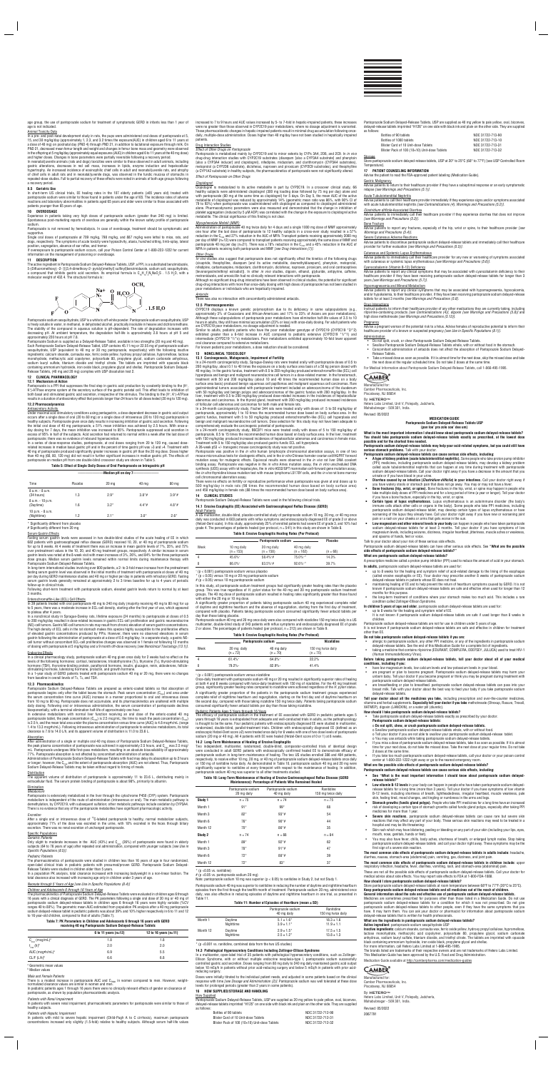age group, the use of pantoprazole sodium for treatment of symptomatic GERD in infants less than 1 year of age is not indicated.

*Animal Toxicity Data*

In a pre- and post-natal development study in rats, the pups were administered oral doses of pantoprazole at 5, 15, and 30 mg/kg/day (approximately 1, 2.3, and 3.2 times the exposure (AUC) in children aged 6 to 11 years at a dose of 40 mg) on postnatal day (PND) 4 through PND 21, in addition to lactational exposure through milk. On PND 21, decreased mean femur length and weight and changes in femur bone mass and geometry were observed in the offspring at 5 mg/kg/day (approximately equal exposures (AUC) in children aged 6 to 11 years at the 40 mg dose) and higher doses. Changes in bone parameters were partially reversible following a recovery period.

In neonatal/juvenile animals (rats and dogs) toxicities were similar to those observed in adult animals, including gastric alterations, decreases in red cell mass, increases in lipids, enzyme induction and hepatocellular hypertrophy. An increased incidence of eosinophilic chief cells in adult and neonatal/juvenile rats, and atrophy of chief cells in adult rats and in neonatal/juvenile dogs, was observed in the fundic mucosa of stomachs in repeated-dose studies. Full to partial recovery of these effects were noted in animals of both age groups following a recovery period.

## 8.5 Geriatric Use

In short-term US clinical trials, EE healing rates in the 107 elderly patients (≥65 years old) treated with pantoprazole sodium were similar to those found in patients under the age of 65. The incidence rates of adverse reactions and laboratory abnormalities in patients aged 65 years and older were similar to those associated with patients younger than 65 years of age.

## 10 OVERDOSAGE

Experience in patients taking very high doses of pantoprazole sodium (greater than 240 mg) is limited. Spontaneous post-marketing reports of overdose are generally within the known safety profile of pantoprazole sodium.

Pantoprazole is not removed by hemodialysis. In case of overdosage, treatment should be symptomatic and supportive.

Single oral doses of pantoprazole at 709 mg/kg, 798 mg/kg, and 887 mg/kg were lethal to mice, rats and dogs, respectively. The symptoms of acute toxicity were hypoactivity, ataxia, hunched sitting, limb-splay, lateral position, segregation, absence of ear reflex, and tremor.

If overexposure to pantoprazole sodium occurs, call your Poison Control Center at 1-800-222-1222 for current information on the management of poisoning or overdosage.

## 11 DESCRIPTION

The active ingredient in Pantoprazole Sodium Delayed-Release Tablets, USP, a PPI, is a substituted benzimidazole, 5-(difluoromethoxy)-2-[[(3,4-dimethoxy-2-pyridinyl)methyl]sulfinyl]-1H-benzimidazole sodium sesquihydrate, a compound that inhibits gastric acid secretion. Its empirical formula is $C_{16}H_{14}F_2N_3NaO_4S \cdot 1.5\ H_2O$, with a molecular weight of 432.4. The structural formula is:

Pantoprazole sodium sesquihydrate, USP is a white to off-white powder. Pantoprazole sodium sesquihydrate, USP is freely soluble in water, in methanol, in dehydrated alcohol; practically insoluble in hexane and dichloromethane. The stability of the compound in aqueous solution is pH-dependent. The rate of degradation increases with decreasing pH. At ambient temperature, the degradation half-life is approximately 2.8 hours at pH 5 and approximately 220 hours at pH 7.8.

Pantoprazole Sodium is supplied as a Delayed-Release Tablet, available in two strengths (20 mg and 40 mg).

Each Pantoprazole Sodium Delayed-Release Tablet, USP contains 45.1 mg or 22.55 mg of pantoprazole sodium sesquihydrate, USP (equivalent to 40 mg or 20 mg pantoprazole, respectively) with the following inactive ingredients: calcium stearate, carnauba wax, ferric oxide yellow, hydroxy propyl cellulose, hypromellose, lactose monohydrate, methacrylic acid copolymer, polysorbate 80, propylene glycol, sodium carbonate anhydrous, sodium lauryl sulfate, titanium dioxide and triethyl citrate. The tablets are imprinted with a black ink containing ammonium hydroxide, iron oxide black, propylene glycol and shellac. Pantoprazole Sodium Delayed-Release Tablets (40 mg and 20 mg) complies with USP dissolution test 2.

## 12 CLINICAL PHARMACOLOGY

### 12.1 Mechanism of Action

Pantoprazole is a PPI that suppresses the final step in gastric acid production by covalently binding to the ($H^+$, $K^+$)-ATPase enzyme system at the secretory surface of the gastric parietal cell. This effect leads to inhibition of both basal and stimulated gastric acid secretion, irrespective of the stimulus. The binding to the ($H^+$, $K^+$)-ATPase results in a duration of antisecretory effect that persists longer than 24 hours for all doses tested (20 mg to 120 mg).

### 12.2 Pharmacodynamics

*Antisecretory Activity*

Under maximal acid stimulatory conditions using pentagastrin, a dose-dependent decrease in gastric acid output occurs after a single dose of oral (20 to 80 mg) or a single dose of intravenous (20 to 120 mg) pantoprazole in healthy subjects. Pantoprazole given once daily results in increasing inhibition of gastric acid secretion. Following the initial oral dose of 40 mg pantoprazole, a 51% mean inhibition was achieved by 2.5 hours. With once-a-day dosing for 7 days, the mean inhibition was increased to 85%. Pantoprazole suppressed acid secretion in excess of 95% in half of the subjects. Acid secretion had returned to normal within a week after the last dose of pantoprazole; there was no evidence of rebound hypersecretion.

In a series of dose-response studies, pantoprazole, at oral doses ranging from 20 to 120 mg, caused dose-related increases in median basal gastric pH and in the percent of time gastric pH was >3 and >4. Treatment with 40 mg of pantoprazole produced significantly greater increases in gastric pH than the 20 mg dose. Doses higher than 40 mg (60, 80, 120 mg) did not result in further significant increases in median gastric pH. The effects of pantoprazole on median pH from one double-blind crossover study are shown in Table 5.

**Table 5: Effect of Single Daily Doses of Oral Pantoprazole on Intragastric pH**

| Time | Placebo | Median pH on day 7 20 mg | | |
|---|---|---|---|---|
| | | 20 mg | 40 mg | 80 mg |
| 8 a.m. - 8 a.m. (24 hours) | 1.3 | 2.9* | 3.8*# | 3.9*# |
| 8 a.m. - 10 p.m. (Daytime) | 1.6 | 3.2* | 4.4*# | 4.8*# |
| 10 p.m. - 8 a.m. (Nighttime) | 1.2 | 2.1* | 3.0* | 2.6* |

* Significantly different from placebo
# Significantly different from 20 mg

*Serum Gastrin Effects*

Fasting serum gastrin levels were assessed in two double-blind studies of the acute healing of EE in which 682 patients with gastroesophageal reflux disease (GERD) received 10, 20, or 40 mg of pantoprazole sodium for up to 8 weeks. At 4 weeks of treatment there was an increase in mean gastrin levels of 7%, 35%, and 72% over pretreatment values in the 10, 20, and 40 mg treatment groups, respectively. A similar increase in serum gastrin levels was noted at the 8-week visit with mean increases of 3%, 26%, and 84% for the three pantoprazole dose groups. Median serum gastrin levels remained within normal limits during maintenance therapy with Pantoprazole Sodium Delayed-Release Tablets.

In long-term international studies involving over 800 patients, a 2- to 3-fold mean increase from the pretreatment fasting serum gastrin level was observed in the initial months of treatment with pantoprazole at doses of 40 mg per day during GERD maintenance studies and 40 mg or higher per day in patients with refractory GERD. Fasting serum gastrin levels generally remained at approximately 2 to 3 times baseline for up to 4 years of periodic follow-up in clinical trials.

Following short-term treatment with pantoprazole sodium, elevated gastrin levels return to normal by at least 3 months.

*Enterochromaffin-Like (ECL) Cell Effects*

In 39 patients treated with oral pantoprazole 40 mg to 240 mg daily (majority receiving 40 mg to 80 mg) for up to 5 years, there was a moderate increase in ECL-cell density, starting after the first year of use, which appeared to plateau after 4 years.

In a nonclinical study in Sprague-Dawley rats, lifetime exposure (24 months) to pantoprazole at doses of 0.5 to 200 mg/kg/day resulted in dose-related increases in gastric ECL-cell proliferation and gastric neuroendocrine (NE)-cell tumors. Gastric NE-cell tumors in rats may result from chronic elevation of serum gastrin concentrations. The high density of ECL cells in the rat stomach makes this species highly susceptible to the proliferative effects of elevated gastrin concentrations produced by PPIs. However, there were no observed elevations in serum gastrin following the administration of pantoprazole at a dose of 0.5 mg/kg/day. In a separate study, a gastric NE-cell tumor without concomitant ECL-cell proliferative changes was observed in 1 female rat following 12 months of dosing with pantoprazole at 5 mg/kg/day and a 9 month off-dose recovery *[see Nonclinical Toxicology (13.1)]*.

*Endocrine Effects*

In a clinical pharmacology study, pantoprazole sodium 40 mg given once daily for 2 weeks had no effect on the levels of the following hormones: cortisol, testosterone, triiodothyronine ($T_3$), thyroxine ($T_4$), thyroid-stimulating hormone (TSH), thyronine-binding protein, parathyroid hormone, insulin, glucagon, renin, aldosterone, follicle-stimulating hormone, luteinizing hormone, prolactin, and growth hormone.

In a 1-year study of GERD patients treated with pantoprazole sodium 40 mg or 20 mg, there were no changes from baseline in overall levels of $T_3$, $T_4$, and TSH.

### 12.3 Pharmacokinetics

Pantoprazole Sodium Delayed-Release Tablets are prepared as enteric-coated tablets so that absorption of pantoprazole begins only after the tablet leaves the stomach. Peak serum concentration ($C_{max}$) and area under the serum concentration time curve (AUC) increase in a manner proportional to oral and intravenous doses from 10 mg to 80 mg. Pantoprazole does not accumulate, and its pharmacokinetics are unaltered with multiple daily dosing. Following oral or intravenous administration, the serum concentration of pantoprazole declines biexponentially, with a terminal elimination half-life of approximately one hour.

In extensive metabolizers with normal liver function receiving an oral dose of the enteric-coated 40 mg pantoprazole tablet, the peak concentration ($C_{max}$) is 2.5 mcg/mL; the time to reach the peak concentration ($t_{max}$) is 2.5 h, and the mean total area under the plasma concentration versus time curve (AUC) is 4.8 mcg•h/mL (range 1.4 to 13.3 mcg•h/mL). Following intravenous administration of pantoprazole to extensive metabolizers, its total clearance is 7.6 to 14.0 L/h, and its apparent volume of distribution is 11.0 to 23.6 L.

*Absorption*

After administration of a single or multiple oral 40 mg doses of Pantoprazole Sodium Delayed-Release Tablets, the peak plasma concentration of pantoprazole was achieved in approximately 2.5 hours and $C_{max}$ was 2.5 mcg/mL. Pantoprazole undergoes little first-pass metabolism, resulting in an absolute bioavailability of approximately 77%. Pantoprazole absorption is not affected by concomitant administration of antacids.

Administration of Pantoprazole Sodium Delayed-Release Tablets with food may delay its absorption up to 2 hours or longer; however, the $C_{max}$ and the extent of pantoprazole absorption (AUC) are not altered. Thus, Pantoprazole Sodium Delayed-Release Tablets may be taken without regard to timing of meals.

*Distribution*

The apparent volume of distribution of pantoprazole is approximately 11 to 23.6 L, distributing mainly in extracellular fluid. The serum protein binding of pantoprazole is about 98%, primarily to albumin.

*Elimination*

*Metabolism*

Pantoprazole is extensively metabolized in the liver through the cytochrome P450 (CYP) system. Pantoprazole metabolism is independent of the route of administration (intravenous or oral). The main metabolic pathway is demethylation, by CYP2C19, with subsequent sulfation; other metabolic pathways include oxidation by CYP3A4. There is no evidence that any of the pantoprazole metabolites have significant pharmacologic activity.

*Excretion*

After a single oral or intravenous dose of $^{14}C$-labeled pantoprazole to healthy, normal metabolizer subjects, approximately 71% of the dose was excreted in the urine, with 18% excreted in the feces through biliary excretion. There was no renal excretion of unchanged pantoprazole.

*Specific Populations*

*Geriatric Patients*

Only slight to moderate increases in the AUC (43%) and $C_{max}$ (26%) of pantoprazole were found in elderly subjects (64 to 76 years of age) after repeated oral administration, compared with younger subjects *[see Use in Specific Populations (8.5)]*.

*Pediatric Patients*

The pharmacokinetics of pantoprazole were studied in children less than 16 years of age in four randomized, open-label clinical trials in pediatric patients with presumed/proven GERD. Pantoprazole Sodium Delayed-Release Tablets were studied in children ages 6 through 16 years.

In a population PK analysis, total clearance increased with increasing bodyweight in a non-linear fashion. The total clearance also increased with increasing age only in children under 3 years of age.

*Neonate through 5 Years of Age [see Use in Specific Populations (8.4)]*

*Children and Adolescents 6 through 16 Years of Age*

The pharmacokinetics of Pantoprazole Sodium Delayed-Release Tablets were evaluated in children ages 6 through 16 years with a clinical diagnosis of GERD. The PK parameters following a single oral dose of 20 mg or 40 mg of pantoprazole sodium delayed-release tablets in children ages 6 through 16 years were highly variable (%CV ranges 40 to 80%). The geometric mean AUC estimated from population PK analysis after a 40 mg pantoprazole sodium delayed-release tablet in pediatric patients was about 39% and 10% higher respectively in 6 to 11 and 12 to 16-year-old children, compared to that of adults (Table 7).

**Table 7: PK Parameters in Children and Adolescents 6 through 16 years with GERD receiving 40 mg Pantoprazole Sodium Delayed-Release Tablets**

| | 6 to 11 years (n=12) | 12 to 16 years (n=11) |
|---|---|---|
| $C_{max}$ (mcg/mL)[a] | 1.8 | 1.8 |
| $t_{max}$ (h)[b] | 2.0 | 2.0 |
| AUC (mcg•h/mL)[a] | 6.9 | 5.5 |
| CL/F (L/h)[c] | 6.6 | 6.6 |

[a] Geometric mean values
[b] Median values

*Male and Female Patients*

There is a modest increase in pantoprazole AUC and $C_{max}$ in women compared to men. However, weight-normalized clearance values are similar in women and men.

In pediatric patients ages 1 through 16 years there were no clinically relevant effects of gender on clearance of pantoprazole, as shown by population pharmacokinetic analysis.

*Patients with Renal Impairment*

In patients with severe renal impairment, pharmacokinetic parameters for pantoprazole were similar to those of healthy subjects.

*Patients with Hepatic Impairment*

In patients with mild to severe hepatic impairment (Child-Pugh A to C cirrhosis), maximum pantoprazole concentrations increased only slightly (1.5-fold) relative to healthy subjects. Although serum half-life values increased to 7 to 9 hours and AUC values increased by 5- to 7-fold in hepatic-impaired patients, these increases were no greater than those observed in CYP2C19 poor metabolizers, where no dosage adjustment is warranted. These pharmacokinetic changes in hepatic-impaired patients result in minimal drug accumulation following once-daily, multiple-dose administration. Doses higher than 40 mg/day have not been studied in hepatically impaired patients.

*Drug Interaction Studies*

*Effect of Other Drugs on Pantoprazole*

Pantoprazole is metabolized mainly by CYP2C19 and to minor extents by CYPs 3A4, 2D6, and 2C9. In *in vivo* drug-drug interaction studies with CYP2C19 substrates (diazepam [also a CYP3A4 substrate] and phenytoin [also a CYP3A4 inducer] and clopidogrel), nifedipine, midazolam, and clarithromycin (CYP3A4 substrates), metoprolol (a CYP2D6 substrate), diclofenac, naproxen and piroxicam (CYP2C9 substrates), and theophylline (a CYP1A2 substrate) in healthy subjects, the pharmacokinetics of pantoprazole were not significantly altered.

*Effect of Pantoprazole on Other Drugs*

*Clopidogrel*

Clopidogrel is metabolized to its active metabolite in part by CYP2C19. In a crossover clinical study, 66 healthy subjects were administered clopidogrel (300 mg loading dose followed by 75 mg per day) alone and with pantoprazole (80 mg at the same time as clopidogrel) for 5 days. On Day 5, the mean AUC of the active metabolite of clopidogrel was reduced by approximately 14% (geometric mean ratio was 86%, with 90% CI of 79 to 93%) when pantoprazole was coadministered with clopidogrel as compared to clopidogrel administered alone. Pharmacodynamic parameters were also measured and demonstrated that the change in inhibition of platelet aggregation (induced by 5 µM ADP) was correlated with the change in the exposure to clopidogrel active metabolite. The clinical significance of this finding is not clear.

*Mycophenolate Mofetil (MMF)*

Administration of pantoprazole 40 mg twice daily for 4 days and a single 1000 mg dose of MMF approximately one hour after the last dose of pantoprazole to 12 healthy subjects in a cross-over study resulted in a 57% reduction in the $C_{max}$ and 27% reduction in the AUC of MPA. Transplant patients receiving approximately 2000 mg per day of MMF (n=12) were compared to transplant patients receiving approximately the same dose of MMF and pantoprazole 40 mg per day (n=21). There was a 78% reduction in the $C_{max}$ and a 45% reduction in the AUC of MPA in patients receiving both pantoprazole and MMF *[see Drug Interactions (7)]*.

*Other Drugs*

*In vivo* studies also suggest that pantoprazole does not significantly affect the kinetics of the following drugs (cisapride, theophylline, diazepam [and its active metabolite, desmethyldiazepam], phenytoin, metoprolol, nifedipine, carbamazepine, midazolam, clarithromycin, diclofenac, naproxen, piroxicam, and oral contraceptives [levonorgestrel/ethinyl estradiol]). In other *in vivo* studies, digoxin, ethanol, glyburide, antipyrine, caffeine, metronidazole, and amoxicillin had no clinically relevant interactions with pantoprazole.

Although no significant drug-drug interactions have been observed in clinical studies, the potential for significant drug-drug interactions with more than once daily dosing with high doses of pantoprazole has not been studied in poor metabolizers or individuals who are hepatically impaired.

*Antacids*

There was also no interaction with concomitantly administered antacids.

### 12.5 Pharmacogenomics

CYP2C19 displays a known genetic polymorphism due to its deficiency in some subpopulations (e.g., approximately 3% of Caucasians and African-Americans and 17% to 23% of Asians are poor metabolizers). Although these subpopulations of pantoprazole poor metabolizers have elimination half-life values of 3.5 to 10 hours in adults, they still have minimal accumulation (23% or less) with once daily dosing. For adult patients who are CYP2C19 poor metabolizers, no dosage adjustment is needed.

Similar to adults, pediatric patients who have the poor metabolizer genotype of CYP2C19 (CYP2C19 *2/*2) exhibited greater than a 6-fold increase in AUC compared to pediatric extensive (CYP2C19 *1/*1) and intermediate (CYP2C19 *1/*x) metabolizers. Poor metabolizers exhibited approximately 10-fold lower apparent oral clearance compared to extensive metabolizers.

For known pediatric poor metabolizers, a dose reduction should be considered.

## 13 NONCLINICAL TOXICOLOGY

### 13.1 Carcinogenesis, Mutagenesis, Impairment of Fertility

In a 24-month carcinogenicity study, Sprague-Dawley rats were treated orally with pantoprazole doses of 0.5 to 200 mg/kg/day, about 0.1 to 40 times the exposure on a body surface area basis of a 50 kg person dosed with 40 mg/day. In the gastric fundus, treatment with 0.5 to 200 mg/kg/day produced enterochromaffin-like (ECL) cell hyperplasia and benign and malignant neuroendocrine cell tumors in a dose-related manner. In the forestomach, treatment with 50 and 200 mg/kg/day (about 10 and 40 times the recommended human dose on a body surface area basis) produced benign squamous cell papillomas and malignant squamous cell carcinomas. Rare gastrointestinal tumors associated with pantoprazole treatment included an adenocarcinoma of the duodenum with 50 mg/kg/day and benign polyps and adenocarcinomas of the gastric fundus with 200 mg/kg/day. In the liver, treatment with 0.5 to 200 mg/kg/day produced dose-related increases in the incidences of hepatocellular adenomas and carcinomas. In the thyroid gland, treatment with 200 mg/kg/day produced increased incidences of follicular cell adenomas and carcinomas for both male and female rats.

Sprague-Dawley rats received pantoprazole for 24 months at doses of 0.5 to 200 mg/kg/day... In a 24-month carcinogenicity study, B6C3F1 mice were treated orally with doses of 5 to 150 mg/kg/day of pantoprazole, approximately 1 to 10 times the recommended human dose based on body surface area. In the gastric fundus, treatment with 5 to 50 mg/kg/day produced enterochromaffin-like (ECL) cell hyperplasia and benign and malignant neuroendocrine cell tumors. Dose selection for this study may not have been adequate to comprehensively evaluate the carcinogenic potential of pantoprazole.

In a 24-month carcinogenicity study, B6C3F1 mice were treated orally with doses of 5 to 150 mg/kg/day of pantoprazole, 0.5 to 15 times the recommended human dose based on body surface area. In the liver, treatment with 150 mg/kg/day produced increased incidences of hepatocellular adenomas and carcinomas in female mice. Treatment with 5 to 150 mg/kg/day also produced gastric-fundic ECL cell hyperplasia.

A 26-week p53 +/- transgenic mouse carcinogenicity study was not positive.

Pantoprazole was positive in the *in vitro* human lymphocyte chromosomal aberration assays, in one of two mouse micronucleus tests for clastogenic effects, and in the *in vitro* Chinese hamster ovarian cell/HGPRT forward mutation assay for mutagenic effects. Equivocal results were observed in the *in vivo* rat liver DNA covalent binding assay. Pantoprazole was negative in the *in vitro* Ames mutation assay, the *in vitro* unscheduled DNA synthesis (UDS) assay with rat hepatocytes, the *in vitro* AS52/GPT mammalian cell-forward gene mutation assay, the *in vitro* thymidine kinase mutation test with mouse lymphoma L5178Y cells, and the *in vivo* rat bone marrow cell chromosomal aberration assay.

There were no effects on fertility or reproductive performance when pantoprazole was given at oral doses up to 500 mg/kg/day in male rats (98 times the recommended human dose based on body surface area) and 450 mg/kg/day in female rats (88 times the recommended human dose based on body surface area).

## 14 CLINICAL STUDIES

Pantoprazole Sodium Delayed-Release Tablets were used in the following clinical trials.

### 14.1 Erosive Esophagitis (EE) Associated with Gastroesophageal Reflux Disease (GERD)

*Adult Patients*

In a US multicenter, double-blind, placebo-controlled study of pantoprazole sodium 10 mg, 20 mg, or 40 mg once daily was conducted in 603 patients with reflux symptoms and endoscopically diagnosed EE of grade 2 or above (Hetzel-Dent scale). In this study, approximately 25% of enrolled patients had severe EE of grade 3, and 10% had grade 4. The percentages of patients healed (per protocol, n = 541) in this study are shown in Table 8.

**Table 8: Erosive Esophagitis Healing Rates (Per Protocol)**

| Week | Pantoprazole sodium 10 mg daily (n = 153) | 20 mg daily (n = 158) | 40 mg daily (n = 162) | Placebo (n = 68) |
|---|---|---|---|---|
| 4 | 45.6%† | 58.4%†# | 75.0%†# | 14.3% |
| 8 | 66.0%† | 83.5%†# | 92.6%†#‡ | 39.7% |

† (p < 0.001) pantoprazole sodium versus placebo
# (p < 0.05) versus 10 mg or 20 mg pantoprazole sodium
‡ (p < 0.05) versus 10 mg pantoprazole sodium

In this study, all pantoprazole sodium treatment groups had significantly greater healing rates than the placebo group. This was true regardless of *H. pylori* status for the 40 mg and 20 mg pantoprazole sodium treatment groups. The 40 mg dose of pantoprazole sodium resulted in healing rates significantly greater than those found with either the 20 mg or 10 mg dose.

A significantly greater proportion of patients taking pantoprazole sodium 40 mg experienced complete relief of daytime and nighttime heartburn and the absence of regurgitation, starting from the first day of treatment, compared with placebo. Patients taking pantoprazole sodium consumed significantly fewer antacid tablets per day than those taking placebo.

Pantoprazole sodium 40 mg and 20 mg once daily were also compared with nizatidine 150 mg twice daily in a US multicenter, double-blind study of 243 patients with reflux symptoms and endoscopically diagnosed EE of grade 2 or above. The percentages of patients healed (per protocol, n = 212) are shown in Table 9.

**Table 9: Erosive Esophagitis Healing Rates (Per Protocol)**

| Week | Pantoprazole sodium 20 mg daily (n = 72) | 40 mg daily (n = 70) | Nizatidine 150 mg twice daily (n = 70) |
|---|---|---|---|
| 4 | 61.4%* | 64.0%* | 22.2% |
| 8 | 79.2%* | 82.9%* | 41.4% |

* (p < 0.001) pantoprazole sodium versus nizatidine

Once-daily treatment with pantoprazole sodium 40 mg or 20 mg resulted in significantly superior rates of healing at both 4 and 8 weeks compared with twice-daily treatment with 150 mg of nizatidine. For the 40 mg treatment group, significantly greater healing rates compared to nizatidine were achieved regardless of the *H. pylori* status.

A significantly greater proportion of the patients in the pantoprazole sodium treatment groups experienced complete relief of nighttime heartburn and regurgitation, starting on the first day and of daytime heartburn on the second day, compared with those taking nizatidine 150 mg twice daily. Patients taking pantoprazole sodium consumed significantly fewer antacid tablets per day than those taking nizatidine.

*Pediatric Patients Ages 5 Years through 16 Years*

The efficacy of pantoprazole sodium in the treatment of EE associated with GERD in pediatric patients ages 5 years through 16 years is extrapolated from adequate and well-conducted trials in adults, as the pathophysiology is thought to be the same. Four pediatric patients with endoscopically diagnosed EE were studied in multicenter, randomized, double-blind, parallel-treatment trials. Children with endoscopically diagnosed EE (defined as an endoscopic Hetzel-Dent score ≥2) were treated once daily for 8 weeks with one of two dose levels of pantoprazole sodium (20 mg or 40 mg). All 4 patients with EE were healed (Hetzel-Dent score of 0 or 1) at 8 weeks.

### 14.2 Long-Term Maintenance of Healing of Erosive Esophagitis

Two independent, multicenter, randomized, double-blind, comparator-controlled trials of identical design were conducted in adult GERD patients with endoscopically confirmed healed EE to demonstrate efficacy of pantoprazole sodium in long-term maintenance of healing. The two US studies enrolled 386 and 404 patients, respectively, to receive either 10 mg, 20 mg, or 40 mg of pantoprazole sodium delayed-release tablets once daily or 150 mg of ranitidine twice daily. As demonstrated in Table 10, pantoprazole sodium 40 mg and 20 mg were significantly superior to ranitidine at every timepoint with respect to the maintenance of healing. In addition, pantoprazole sodium 40 mg was superior to all other treatments studied.

**Table 10: Long-Term Maintenance of Healing of Erosive Esophagitis (GERD Maintenance): Percentage of Patients Who Remained Healed**

| | Pantoprazole sodium 20 mg daily | Pantoprazole sodium 40 mg daily | Ranitidine 150 mg twice daily |
|---|---|---|---|
| **Study 1** | n = 75 | n = 74 | n = 75 |
| Month 1 | 91* | 99* | 68 |
| Month 3 | 82* | 93*# | 54 |
| Month 6 | 76* | 90*# | 44 |
| Month 12 | 70* | 86*# | 35 |
| **Study 2** | n = 74 | n = 88 | n = 84 |
| Month 1 | 89* | 92* | 62 |
| Month 3 | 78* | 91*# | 47 |
| Month 6 | 72* | 88*# | 39 |
| Month 12 | 72* | 83* | 37 |

* (p ≤0.05 vs. ranitidine)
# (p ≤0.05 vs. pantoprazole sodium 20 mg)
Note: pantoprazole sodium 10 mg was superior (p < 0.05) to ranitidine in Study 2, but not Study 1.

Pantoprazole sodium 40 mg was superior to ranitidine in reducing the number of daytime and nighttime heartburn episodes from the first through the twelfth month of treatment. Pantoprazole sodium 20 mg, administered once daily, was also effective in reducing episodes of daytime and nighttime heartburn in one trial, as presented in Table 11.

**Table 11: Number of Episodes of Heartburn (mean ± SD)**

| | | Pantoprazole sodium 40 mg daily | Ranitidine 150 mg twice daily |
|---|---|---|---|
| Month 1 | Daytime | 5.1 ± 1.6* | 18.3 ± 1.6 |
| | Nighttime | 3.9 ± 1.1* | 11.9 ± 1.1 |
| Month 12 | Daytime | 2.9 ± 1.5* | 17.5 ± 1.5 |
| | Nighttime | 2.5 ± 1.2* | 13.8 ± 1.3 |

* (p < 0.001 vs. ranitidine, combined data from the two US studies)

### 14.3 Pathological Hypersecretory Conditions Including Zollinger-Ellison Syndrome

In a multicenter, open-label trial of 35 patients with pathological hypersecretory conditions, such as Zollinger-Ellison Syndrome, with or without multiple endocrine neoplasia-type I, pantoprazole sodium successfully controlled gastric acid secretion. Doses ranging from 80 mg daily to 240 mg daily maintained gastric acid output below 10 mEq/h in patients without prior acid-reducing surgery and below 5 mEq/h in patients with prior acid-reducing surgery.

Doses were initially titrated to the individual patient needs, and adjusted in some patients based on the clinical response with time *[see Dosage and Administration (2)]*. Pantoprazole sodium was well tolerated at these dose levels for prolonged periods (greater than 2 years in some patients).

## 16 HOW SUPPLIED/STORAGE AND HANDLING

*How Supplied*

Pantoprazole Sodium Delayed-Release Tablets, USP are supplied as 20 mg yellow to pale yellow, oval, biconvex, delayed-release tablets imprinted "H136" on one side with black ink and plain on the other side. They are supplied as follows:

| | |
|---|---|
| Bottles of 90 tablets | NDC 31722-713-90 |
| Blister Card of 10 Unit-dose Tablets | NDC 31722-713-31 |
| Blister Pack of 100 (10x10) Unit-dose Tablets | NDC 31722-713-32 |

Pantoprazole Sodium Delayed-Release Tablets, USP are supplied as 40 mg yellow to pale yellow, oval, biconvex, delayed-release tablets imprinted "H135" on one side with black ink and plain on the other side. They are supplied as follows:

| | |
|---|---|
| Bottles of 90 tablets | NDC 31722-712-90 |
| Bottles of 1000 tablets | NDC 31722-712-10 |
| Blister Card of 10 Unit-dose Tablets | NDC 31722-712-31 |
| Blister Pack of 100 (10x10) Unit-dose Tablets | NDC 31722-712-32 |

*Storage*

Store pantoprazole sodium delayed-release tablets, USP at 20° to 25°C (68° to 77°F) [see USP Controlled Room Temperature].

## 17 PATIENT COUNSELING INFORMATION

Advise the patient to read the FDA-approved patient labeling (Medication Guide).

*Gastric Malignancy*

Advise patients to return to their healthcare provider if they have a suboptimal response or an early symptomatic relapse *[see Warnings and Precautions (5.1)]*.

*Acute Tubulointerstitial Nephritis*

Advise patients to call their healthcare provider immediately if they experience signs and/or symptoms associated with acute tubulointerstitial nephritis *[see Contraindications (4), Warnings and Precautions (5.2)]*.

*Clostridioides difficile-Associated Diarrhea*

Advise patients to immediately call their healthcare provider if they experience diarrhea that does not improve *[see Warnings and Precautions (5.3)]*.

*Bone Fracture*

Advise patients to report any fractures, especially of the hip, wrist or spine, to their healthcare provider *[see Warnings and Precautions (5.4)]*.

*Severe Cutaneous Adverse Reactions*

Advise patients to discontinue pantoprazole sodium delayed-release tablets and immediately call their healthcare provider for further evaluation *[see Warnings and Precautions (5.5)]*.

*Cutaneous and Systemic Lupus Erythematosus*

Advise patients to immediately call their healthcare provider for any new or worsening of symptoms associated with cutaneous or systemic lupus erythematosus *[see Warnings and Precautions (5.6)]*.

*Cyanocobalamin (Vitamin B-12) Deficiency*

Advise patients to report any clinical symptoms that may be associated with cyanocobalamin deficiency to their healthcare provider if they have been receiving pantoprazole sodium delayed-release tablets for longer than 3 years *[see Warnings and Precautions (5.7)]*.

*Hypomagnesemia and Mineral Metabolism*

Advise patients to report any clinical symptoms that may be associated with hypomagnesemia, hypocalcemia, and/or hypokalemia, to their healthcare provider, if they have been receiving pantoprazole sodium delayed-release tablets for at least 3 months *[see Warnings and Precautions (5.8)]*.

*Drug Interactions*

Instruct patients to inform their healthcare provider of any other medications they are currently taking, including rilpivirine-containing products *[see Contraindications (4)]*, digoxin *[see Warnings and Precautions (5.8)]* and high dose methotrexate *[see Warnings and Precautions (5.12)]*.

*Pregnancy*

Advise a pregnant woman of the potential risk to a fetus. Advise females of reproductive potential to inform their healthcare provider of a known or suspected pregnancy *[see Use in Specific Populations (8.1)]*.

*Administration*

- Do not split, crush, or chew Pantoprazole Sodium Delayed-Release Tablets.
- Swallow Pantoprazole Sodium Delayed-Release Tablets whole, with or without food in the stomach.
- Concomitant administration of antacids does not affect the absorption of Pantoprazole Sodium Delayed-Release Tablets.
- Take a missed dose as soon as possible. If it is almost time for the next dose, skip the missed dose and take the next dose at the regular scheduled time. Do not take 2 doses at the same time.

For Medical Information about Pantoprazole Sodium Delayed-Release Tablets, call 1-866-495-8330.

Manufactured for:
Camber Pharmaceuticals, Inc.
Piscataway, NJ 08854

By: HETERO™
Hetero Labs Limited, Unit V, Polepally, Jadcherla,
Mahabubnagar - 509 301, India.

Revised: 05/2022

# MEDICATION GUIDE

## Pantoprazole Sodium Delayed-Release Tablets, USP
**(pan toe' pra zole so' dee um)**

**What is the most important information I should know about pantoprazole sodium delayed-release tablets?**
**You should take pantoprazole sodium delayed-release tablets exactly as prescribed, at the lowest dose possible and for the shortest time needed.**

**Pantoprazole sodium delayed-release tablets may help your acid-related symptoms, but you could still have serious stomach problems. Talk with your doctor.**

**Pantoprazole sodium delayed-release tablets can cause serious side effects, including:**

- **A type of kidney problem (acute tubulointerstitial nephritis).** Some people who take proton pump inhibitor (PPI) medicines, including pantoprazole sodium delayed-release tablets, may develop a kidney problem called acute tubulointerstitial nephritis that can happen at any time during treatment with pantoprazole sodium delayed-release tablets. Call your doctor right away if you have a decrease in the amount that you urinate or if you have blood in your urine.
- **Diarrhea caused by an infection (*Clostridioides difficile*) in your intestines.** Call your doctor right away if you have watery stools or stomach pain that does not go away. You may or may not have a fever.
- **Bone fractures (hip, wrist, or spine).** Bone fractures in the hip, wrist, or spine may happen in people who take multiple daily doses of PPI medicines and for a long period of time (a year or longer). Tell your doctor if you have a bone fracture, especially in the hip, wrist, or spine.
- **Certain types of lupus erythematosus.** Lupus erythematosus is an autoimmune disorder (the body's immune cells attack other cells or organs in the body). Some people who take PPI medicines, including pantoprazole sodium delayed-release tablets, may develop certain types of lupus erythematosus or have worsening of the lupus they already have. Call your doctor right away if you have new or worsening joint pain or a rash on your cheeks or arms that gets worse in the sun.
- **Low magnesium and other mineral levels in your body** can happen in people who have taken pantoprazole sodium delayed-release tablets for at least 3 months. Tell your doctor if you have symptoms of low magnesium levels, including seizures, dizziness, irregular heartbeat, jitteriness, muscle aches or weakness, and spasms of hands, feet or voice.

Talk to your doctor about your risk of these serious side effects.

Pantoprazole sodium delayed-release tablets can have other serious side effects. See "**What are the possible side effects of pantoprazole sodium delayed-release tablets?**"

**What are pantoprazole sodium delayed-release tablets?**

A prescription medicine called a proton pump inhibitor (PPI) used to reduce the amount of acid in your stomach.

**In adults**, pantoprazole sodium delayed-release tablets are used for:

- up to 8 weeks for the healing and symptom relief of acid-related damage to the lining of the esophagus (called erosive esophagitis or EE). Your doctor may prescribe another 8 weeks of pantoprazole sodium delayed-release tablets in patients whose EE does not heal.
- maintaining healing of EE and to help prevent the return of heartburn symptoms caused by GERD. It is not known if pantoprazole sodium delayed-release tablets are safe and effective when used for longer than 12 months for this purpose.
- the long-term treatment of conditions where your stomach makes too much acid. This includes a rare condition called Zollinger-Ellison Syndrome.

**In children 5 years of age and older**, pantoprazole sodium delayed-release tablets are used for:

- up to 8 weeks for the healing and symptom relief of EE.
- It is not known if pantoprazole sodium delayed-release tablets are safe if used longer than 8 weeks in children.

Pantoprazole sodium delayed-release tablets are not for use in children under 5 years of age.

It is not known if pantoprazole sodium delayed-release tablets are safe and effective in children for treatment other than EE.

**Do not take pantoprazole sodium delayed-release tablets if you are:**

- allergic to pantoprazole sodium, any other PPI medicine, or any of the ingredients in pantoprazole sodium delayed-release tablets. See the end of this Medication Guide for a complete list of ingredients.
- taking a medicine that contains rilpivirine (EDURANT, COMPLERA, ODEFSEY, JULUCA) used to treat HIV-1 (Human Immunodeficiency Virus).

**Before taking pantoprazole sodium delayed-release tablets, tell your doctor about all of your medical conditions, including if you:**

- have low magnesium levels, low calcium levels and low potassium levels in your blood.
- are pregnant or plan to become pregnant. Pantoprazole sodium delayed-release tablets may harm your unborn baby. Tell your doctor if you become pregnant or think you may be pregnant during treatment with pantoprazole sodium delayed-release tablets.
- are breastfeeding or plan to breastfeed. pantoprazole sodium delayed-release tablets can pass into your breast milk. Talk with your doctor about the best way to feed your baby if you take pantoprazole sodium delayed-release tablets.

**Tell your doctor about all the medicines you take**, including prescription and over-the-counter medicines, vitamins and herbal supplements. **Especially tell your doctor if you take** methotrexate (Otrexup, Rasuvo, Trexall, XATMEP), digoxin (LANOXIN), or a water pill (diuretic).

**How should I take pantoprazole sodium delayed-release tablets?**

- Take pantoprazole sodium delayed-release tablets exactly as prescribed by your doctor.
- **Pantoprazole sodium delayed-release tablets:**
  - **Do not split, chew, or crush pantoprazole sodium delayed-release tablets.**
  - Swallow pantoprazole sodium delayed-release tablets whole, with or without food.
  - Tell your doctor if you are not able to swallow your pantoprazole sodium delayed-release tablet.
  - You may use antacids while taking pantoprazole sodium delayed-release tablets.
- If you miss a dose of pantoprazole sodium delayed-release tablets, take it as soon as possible. If it is almost time for your next dose, do not take the missed dose. Take the next dose at your regular time. Do not take 2 doses at the same time.
- If you take too much pantoprazole sodium delayed-release tablets, call your doctor or your poison control center at 1-800-222-1222 right away or go to the nearest emergency room.

**What are the possible side effects of pantoprazole sodium delayed-release tablets?**
**Pantoprazole sodium delayed-release tablets can cause serious side effects, including:**

- **See "What is the most important information I should know about pantoprazole sodium delayed-release tablets?"**
- **Low vitamin B-12 levels** in your body can happen in people who have taken pantoprazole sodium delayed-release tablets for a long time (more than 3 years). Tell your doctor if you have symptoms of low vitamin B-12 levels, including shortness of breath, lightheadedness, irregular heartbeat, muscle weakness, pale skin, feeling tired, mood changes, and tingling or numbness in the arms and legs.
- **Stomach growths (fundic gland polyps).** People who take PPI medicines for a long time have an increased risk of developing a certain type of stomach growths called fundic gland polyps, especially when taking PPI medicines for more than 1 year.
- **Severe skin reactions.** pantoprazole sodium delayed-release tablets can cause rare but severe skin reactions that may affect any part of your body. These serious skin reactions may need to be treated in a hospital and may be life threatening:
  - Skin rash which may have blistering, peeling or bleeding on any part of your skin (including your lips, eyes, mouth, nose, genitals, hands or feet).
  - You may also have fever, chills, body aches, shortness of breath, or enlarged lymph nodes. Stop taking pantoprazole sodium delayed-release tablets and call your doctor right away. These symptoms may be the first sign of a severe skin reaction.

**The most common side effects of pantoprazole sodium delayed-release tablets in adults include:** headache, diarrhea, nausea, stomach-area (abdominal) pain, vomiting, gas, dizziness, and joint pain.

**The most common side effects of pantoprazole sodium delayed-release tablets in children include:** upper respiratory infection, headache, fever, diarrhea, vomiting, rash, and stomach-area (abdominal) pain.

These are not all the possible side effects of pantoprazole sodium delayed-release tablets. Call your doctor for medical advice about side effects. You may report side effects to FDA at 1-800-FDA-1088.

**How should I store pantoprazole sodium delayed-release tablets?**

Store pantoprazole sodium delayed-release tablets at room temperature between 68°F to 77°F (20°C to 25°C).

**Keep pantoprazole sodium delayed-release tablets and all medicines out of the reach of children.**

**General information about the safe and effective use of pantoprazole sodium delayed-release tablets.**

Medicines are sometimes prescribed for purposes other than those listed in a Medication Guide. Do not use pantoprazole sodium delayed-release tablets for a condition for which it was not prescribed. Do not give pantoprazole sodium delayed-release tablets to other people, even if they have the same symptoms that you have. It may harm them. You can ask your doctor or pharmacist for information about pantoprazole sodium delayed-release tablets that is written for health professionals.

**What are the ingredients in pantoprazole sodium delayed-release tablets?**

**Active ingredient:** pantoprazole sodium sesquihydrate USP

**Inactive ingredients:** calcium stearate, carnauba wax, ferric oxide yellow, hydroxy propyl cellulose, hypromellose, lactose monohydrate, methacrylic acid copolymer, polysorbate 80, propylene glycol, sodium carbonate anhydrous, sodium lauryl sulfate, titanium dioxide, and triethyl citrate. The tablets are imprinted with a black ink containing ammonium hydroxide, iron oxide black, propylene glycol and shellac.

For more information, call Hetero Labs Limited at 1-866-495-8330.

The brands listed are trademarks of their respective owners and are not trademarks of Hetero Labs Limited.

This Medication Guide has been approved by the U.S. Food and Drug Administration.

Medication Guide available at http://camberpharma.com/medication-guides

Manufactured for:
Camber Pharmaceuticals, Inc.
Piscataway, NJ 08854

By: HETERO™
Hetero Labs Limited, Unit V, Polepally, Jadcherla,
Mahabubnagar - 509 301, India.

Revised: 05/2022

2067791